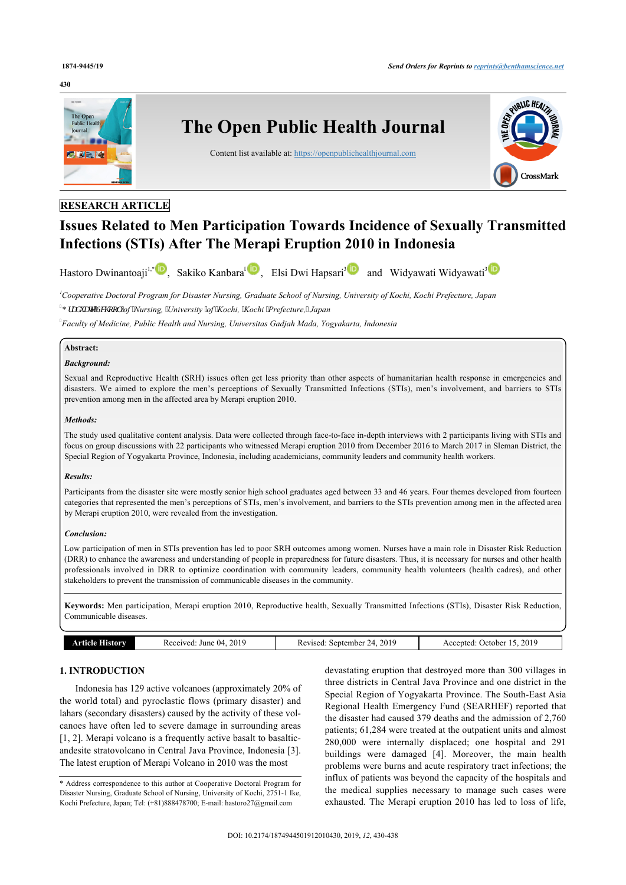RESEARCH ARTICLE

# Issues Related to Men Participation Towards Incidence of Sexually Transmitted Infections (STIs) After The Merapi Eruption 2010 in Indonesia

Hastoro Dwinantoaji[1,*], Sakiko Kanbara[2], Elsi Dwi Hapsari[3] and Widyawati Widyawati[3]

[1]Cooperative Doctoral Program for Disaster Nursing, Graduate School of Nursing, University of Kochi, Kochi Prefecture, Japan

[2]Graduate School of Nursing, University of Kochi, Kochi Prefecture, Japan

[3]Faculty of Medicine, Public Health and Nursing, Universitas Gadjah Mada, Yogyakarta, Indonesia

**Abstract:**

***Background:***

Sexual and Reproductive Health (SRH) issues often get less priority than other aspects of humanitarian health response in emergencies and disasters. We aimed to explore the men's perceptions of Sexually Transmitted Infections (STIs), men's involvement, and barriers to STIs prevention among men in the affected area by Merapi eruption 2010.

***Methods:***

The study used qualitative content analysis. Data were collected through face-to-face in-depth interviews with 2 participants living with STIs and focus on group discussions with 22 participants who witnessed Merapi eruption 2010 from December 2016 to March 2017 in Sleman District, the Special Region of Yogyakarta Province, Indonesia, including academicians, community leaders and community health workers.

***Results:***

Participants from the disaster site were mostly senior high school graduates aged between 33 and 46 years. Four themes developed from fourteen categories that represented the men's perceptions of STIs, men's involvement, and barriers to the STIs prevention among men in the affected area by Merapi eruption 2010, were revealed from the investigation.

***Conclusion:***

Low participation of men in STIs prevention has led to poor SRH outcomes among women. Nurses have a main role in Disaster Risk Reduction (DRR) to enhance the awareness and understanding of people in preparedness for future disasters. Thus, it is necessary for nurses and other health professionals involved in DRR to optimize coordination with community leaders, community health volunteers (health cadres), and other stakeholders to prevent the transmission of communicable diseases in the community.

**Keywords:** Men participation, Merapi eruption 2010, Reproductive health, Sexually Transmitted Infections (STIs), Disaster Risk Reduction, Communicable diseases.

| Article History | Received: June 04, 2019 | Revised: September 24, 2019 | Accepted: October 15, 2019 |
|---|---|---|---|

## 1. INTRODUCTION

Indonesia has 129 active volcanoes (approximately 20% of the world total) and pyroclastic flows (primary disaster) and lahars (secondary disasters) caused by the activity of these volcanoes have often led to severe damage in surrounding areas [1, 2]. Merapi volcano is a frequently active basalt to basaltic-andesite stratovolcano in Central Java Province, Indonesia [3]. The latest eruption of Merapi Volcano in 2010 was the most devastating eruption that destroyed more than 300 villages in three districts in Central Java Province and one district in the Special Region of Yogyakarta Province. The South-East Asia Regional Health Emergency Fund (SEARHEF) reported that the disaster had caused 379 deaths and the admission of 2,760 patients; 61,284 were treated at the outpatient units and almost 280,000 were internally displaced; one hospital and 291 buildings were damaged [4]. Moreover, the main health problems were burns and acute respiratory tract infections; the influx of patients was beyond the capacity of the hospitals and the medical supplies necessary to manage such cases were exhausted. The Merapi eruption 2010 has led to loss of life,

* Address correspondence to this author at Cooperative Doctoral Program for Disaster Nursing, Graduate School of Nursing, University of Kochi, 2751-1 Ike, Kochi Prefecture, Japan; Tel: (+81)888478700; E-mail: hastoro27@gmail.com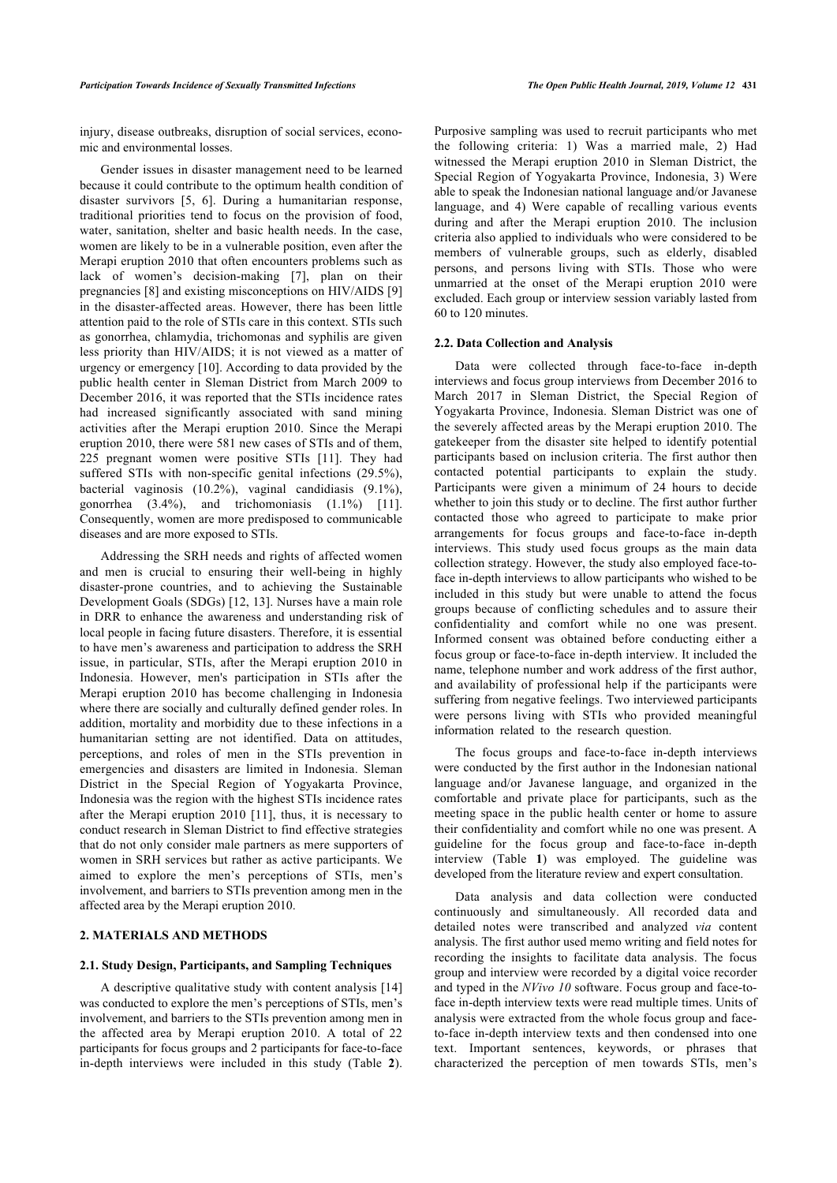injury, disease outbreaks, disruption of social services, economic and environmental losses.

Gender issues in disaster management need to be learned because it could contribute to the optimum health condition of disaster survivors [5, 6]. During a humanitarian response, traditional priorities tend to focus on the provision of food, water, sanitation, shelter and basic health needs. In the case, women are likely to be in a vulnerable position, even after the Merapi eruption 2010 that often encounters problems such as lack of women's decision-making [7], plan on their pregnancies [8] and existing misconceptions on HIV/AIDS [9] in the disaster-affected areas. However, there has been little attention paid to the role of STIs care in this context. STIs such as gonorrhea, chlamydia, trichomonas and syphilis are given less priority than HIV/AIDS; it is not viewed as a matter of urgency or emergency [10]. According to data provided by the public health center in Sleman District from March 2009 to December 2016, it was reported that the STIs incidence rates had increased significantly associated with sand mining activities after the Merapi eruption 2010. Since the Merapi eruption 2010, there were 581 new cases of STIs and of them, 225 pregnant women were positive STIs [11]. They had suffered STIs with non-specific genital infections (29.5%), bacterial vaginosis (10.2%), vaginal candidiasis (9.1%), gonorrhea (3.4%), and trichomoniasis (1.1%) [11]. Consequently, women are more predisposed to communicable diseases and are more exposed to STIs.

Addressing the SRH needs and rights of affected women and men is crucial to ensuring their well-being in highly disaster-prone countries, and to achieving the Sustainable Development Goals (SDGs) [12, 13]. Nurses have a main role in DRR to enhance the awareness and understanding risk of local people in facing future disasters. Therefore, it is essential to have men's awareness and participation to address the SRH issue, in particular, STIs, after the Merapi eruption 2010 in Indonesia. However, men's participation in STIs after the Merapi eruption 2010 has become challenging in Indonesia where there are socially and culturally defined gender roles. In addition, mortality and morbidity due to these infections in a humanitarian setting are not identified. Data on attitudes, perceptions, and roles of men in the STIs prevention in emergencies and disasters are limited in Indonesia. Sleman District in the Special Region of Yogyakarta Province, Indonesia was the region with the highest STIs incidence rates after the Merapi eruption 2010 [11], thus, it is necessary to conduct research in Sleman District to find effective strategies that do not only consider male partners as mere supporters of women in SRH services but rather as active participants. We aimed to explore the men's perceptions of STIs, men's involvement, and barriers to STIs prevention among men in the affected area by the Merapi eruption 2010.

## 2. MATERIALS AND METHODS

### 2.1. Study Design, Participants, and Sampling Techniques

A descriptive qualitative study with content analysis [14] was conducted to explore the men's perceptions of STIs, men's involvement, and barriers to the STIs prevention among men in the affected area by Merapi eruption 2010. A total of 22 participants for focus groups and 2 participants for face-to-face in-depth interviews were included in this study (Table **2**). Purposive sampling was used to recruit participants who met the following criteria: 1) Was a married male, 2) Had witnessed the Merapi eruption 2010 in Sleman District, the Special Region of Yogyakarta Province, Indonesia, 3) Were able to speak the Indonesian national language and/or Javanese language, and 4) Were capable of recalling various events during and after the Merapi eruption 2010. The inclusion criteria also applied to individuals who were considered to be members of vulnerable groups, such as elderly, disabled persons, and persons living with STIs. Those who were unmarried at the onset of the Merapi eruption 2010 were excluded. Each group or interview session variably lasted from 60 to 120 minutes.

### 2.2. Data Collection and Analysis

Data were collected through face-to-face in-depth interviews and focus group interviews from December 2016 to March 2017 in Sleman District, the Special Region of Yogyakarta Province, Indonesia. Sleman District was one of the severely affected areas by the Merapi eruption 2010. The gatekeeper from the disaster site helped to identify potential participants based on inclusion criteria. The first author then contacted potential participants to explain the study. Participants were given a minimum of 24 hours to decide whether to join this study or to decline. The first author further contacted those who agreed to participate to make prior arrangements for focus groups and face-to-face in-depth interviews. This study used focus groups as the main data collection strategy. However, the study also employed face-to-face in-depth interviews to allow participants who wished to be included in this study but were unable to attend the focus groups because of conflicting schedules and to assure their confidentiality and comfort while no one was present. Informed consent was obtained before conducting either a focus group or face-to-face in-depth interview. It included the name, telephone number and work address of the first author, and availability of professional help if the participants were suffering from negative feelings. Two interviewed participants were persons living with STIs who provided meaningful information related to the research question.

The focus groups and face-to-face in-depth interviews were conducted by the first author in the Indonesian national language and/or Javanese language, and organized in the comfortable and private place for participants, such as the meeting space in the public health center or home to assure their confidentiality and comfort while no one was present. A guideline for the focus group and face-to-face in-depth interview (Table **1**) was employed. The guideline was developed from the literature review and expert consultation.

Data analysis and data collection were conducted continuously and simultaneously. All recorded data and detailed notes were transcribed and analyzed *via* content analysis. The first author used memo writing and field notes for recording the insights to facilitate data analysis. The focus group and interview were recorded by a digital voice recorder and typed in the *NVivo 10* software. Focus group and face-to-face in-depth interview texts were read multiple times. Units of analysis were extracted from the whole focus group and face-to-face in-depth interview texts and then condensed into one text. Important sentences, keywords, or phrases that characterized the perception of men towards STIs, men's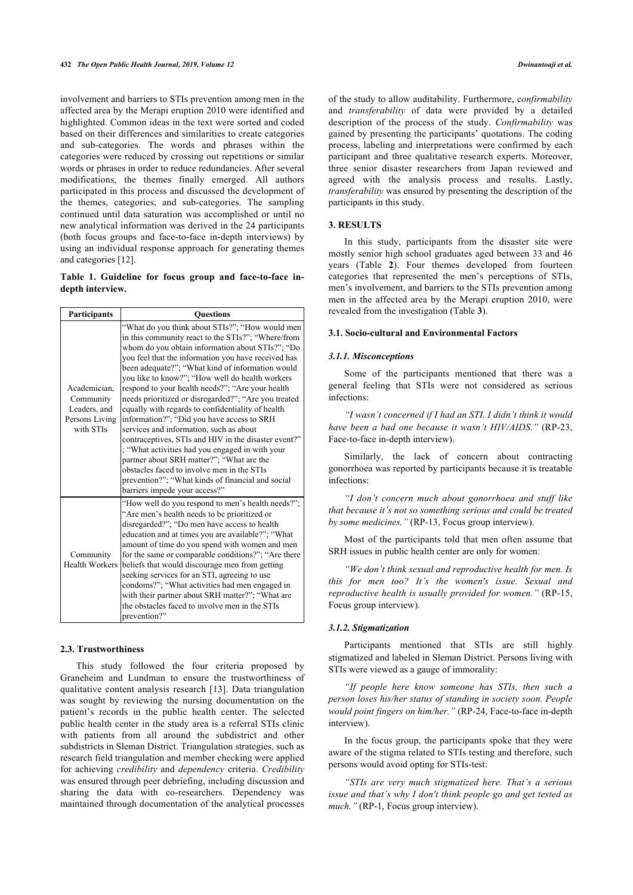involvement and barriers to STIs prevention among men in the affected area by the Merapi eruption 2010 were identified and highlighted. Common ideas in the text were sorted and coded based on their differences and similarities to create categories and sub-categories. The words and phrases within the categories were reduced by crossing out repetitions or similar words or phrases in order to reduce redundancies. After several modifications, the themes finally emerged. All authors participated in this process and discussed the development of the themes, categories, and sub-categories. The sampling continued until data saturation was accomplished or until no new analytical information was derived in the 24 participants (both focus groups and face-to-face in-depth interviews) by using an individual response approach for generating themes and categories [12].

**Table 1. Guideline for focus group and face-to-face in-depth interview.**

| Participants | Questions |
|---|---|
| Academician, Community Leaders, and Persons Living with STIs | "What do you think about STIs?"; "How would men in this community react to the STIs?"; "Where/from whom do you obtain information about STIs?"; "Do you feel that the information you have received has been adequate?"; "What kind of information would you like to know?"; "How well do health workers respond to your health needs?"; "Are your health needs prioritized or disregarded?"; "Are you treated equally with regards to confidentiality of health information?"; "Did you have access to SRH services and information, such as about contraceptives, STIs and HIV in the disaster event?" ; "What activities had you engaged in with your partner about SRH matter?"; "What are the obstacles faced to involve men in the STIs prevention?"; "What kinds of financial and social barriers impede your access?" |
| Community Health Workers | "How well do you respond to men's health needs?"; "Are men's health needs to be prioritized or disregarded?"; "Do men have access to health education and at times you are available?"; "What amount of time do you spend with women and men for the same or comparable conditions?"; "Are there beliefs that would discourage men from getting seeking services for an STI, agreeing to use condoms?"; "What activities had men engaged in with their partner about SRH matter?"; "What are the obstacles faced to involve men in the STIs prevention?" |

### 2.3. Trustworthiness

This study followed the four criteria proposed by Graneheim and Lundman to ensure the trustworthiness of qualitative content analysis research [13]. Data triangulation was sought by reviewing the nursing documentation on the patient's records in the public health center. The selected public health center in the study area is a referral STIs clinic with patients from all around the subdistrict and other subdistricts in Sleman District. Triangulation strategies, such as research field triangulation and member checking were applied for achieving *credibility* and *dependency* criteria. *Credibility* was ensured through peer debriefing, including discussion and sharing the data with co-researchers. Dependency was maintained through documentation of the analytical processes of the study to allow auditability. Furthermore, c*onfirmability* and *transferability* of data were provided by a detailed description of the process of the study. *Confirmability* was gained by presenting the participants' quotations. The coding process, labeling and interpretations were confirmed by each participant and three qualitative research experts. Moreover, three senior disaster researchers from Japan reviewed and agreed with the analysis process and results. Lastly, *transferability* was ensured by presenting the description of the participants in this study.

## 3. RESULTS

In this study, participants from the disaster site were mostly senior high school graduates aged between 33 and 46 years (Table **2**). Four themes developed from fourteen categories that represented the men's perceptions of STIs, men's involvement, and barriers to the STIs prevention among men in the affected area by the Merapi eruption 2010, were revealed from the investigation (Table **3**).

### 3.1. Socio-cultural and Environmental Factors

#### *3.1.1. Misconceptions*

Some of the participants mentioned that there was a general feeling that STIs were not considered as serious infections:

*"I wasn't concerned if I had an STI. I didn't think it would have been a bad one because it wasn't HIV/AIDS."* (RP-23, Face-to-face in-depth interview).

Similarly, the lack of concern about contracting gonorrhoea was reported by participants because it is treatable infections:

*"I don't concern much about gonorrhoea and stuff like that because it's not so something serious and could be treated by some medicines."* (RP-13, Focus group interview).

Most of the participants told that men often assume that SRH issues in public health center are only for women:

*"We don't think sexual and reproductive health for men. Is this for men too? It's the women's issue. Sexual and reproductive health is usually provided for women."* (RP-15, Focus group interview).

#### *3.1.2. Stigmatization*

Participants mentioned that STIs are still highly stigmatized and labeled in Sleman District. Persons living with STIs were viewed as a gauge of immorality:

*"If people here know someone has STIs, then such a person loses his/her status of standing in society soon. People would point fingers on him/her."* (RP-24, Face-to-face in-depth interview).

In the focus group, the participants spoke that they were aware of the stigma related to STIs testing and therefore, such persons would avoid opting for STIs-test:

*"STIs are very much stigmatized here. That's a serious issue and that's why I don't think people go and get tested as much."* (RP-1, Focus group interview).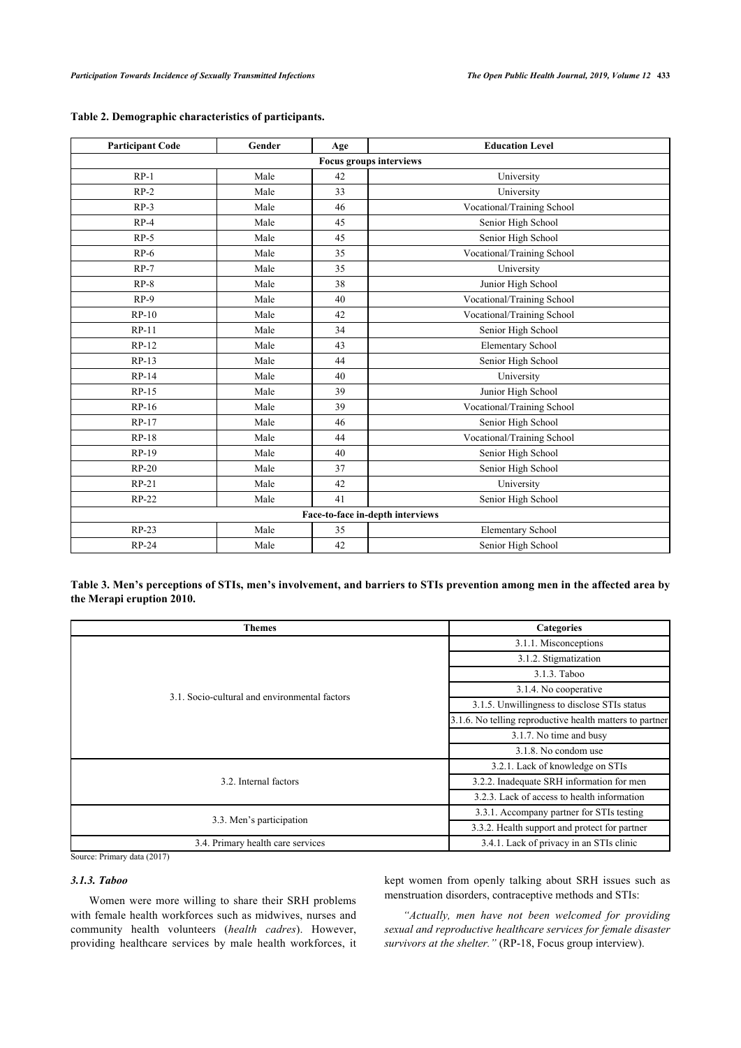**Table 2. Demographic characteristics of participants.**

| Participant Code | Gender | Age | Education Level |
|---|---|---|---|
| **Focus groups interviews** | | | |
| RP-1 | Male | 42 | University |
| RP-2 | Male | 33 | University |
| RP-3 | Male | 46 | Vocational/Training School |
| RP-4 | Male | 45 | Senior High School |
| RP-5 | Male | 45 | Senior High School |
| RP-6 | Male | 35 | Vocational/Training School |
| RP-7 | Male | 35 | University |
| RP-8 | Male | 38 | Junior High School |
| RP-9 | Male | 40 | Vocational/Training School |
| RP-10 | Male | 42 | Vocational/Training School |
| RP-11 | Male | 34 | Senior High School |
| RP-12 | Male | 43 | Elementary School |
| RP-13 | Male | 44 | Senior High School |
| RP-14 | Male | 40 | University |
| RP-15 | Male | 39 | Junior High School |
| RP-16 | Male | 39 | Vocational/Training School |
| RP-17 | Male | 46 | Senior High School |
| RP-18 | Male | 44 | Vocational/Training School |
| RP-19 | Male | 40 | Senior High School |
| RP-20 | Male | 37 | Senior High School |
| RP-21 | Male | 42 | University |
| RP-22 | Male | 41 | Senior High School |
| **Face-to-face in-depth interviews** | | | |
| RP-23 | Male | 35 | Elementary School |
| RP-24 | Male | 42 | Senior High School |

**Table 3. Men's perceptions of STIs, men's involvement, and barriers to STIs prevention among men in the affected area by the Merapi eruption 2010.**

| Themes | Categories |
|---|---|
| 3.1. Socio-cultural and environmental factors | 3.1.1. Misconceptions |
| | 3.1.2. Stigmatization |
| | 3.1.3. Taboo |
| | 3.1.4. No cooperative |
| | 3.1.5. Unwillingness to disclose STIs status |
| | 3.1.6. No telling reproductive health matters to partner |
| | 3.1.7. No time and busy |
| | 3.1.8. No condom use |
| 3.2. Internal factors | 3.2.1. Lack of knowledge on STIs |
| | 3.2.2. Inadequate SRH information for men |
| | 3.2.3. Lack of access to health information |
| 3.3. Men's participation | 3.3.1. Accompany partner for STIs testing |
| | 3.3.2. Health support and protect for partner |
| 3.4. Primary health care services | 3.4.1. Lack of privacy in an STIs clinic |

Source: Primary data (2017)

### *3.1.3. Taboo*

Women were more willing to share their SRH problems with female health workforces such as midwives, nurses and community health volunteers (*health cadres*). However, providing healthcare services by male health workforces, it kept women from openly talking about SRH issues such as menstruation disorders, contraceptive methods and STIs:

*"Actually, men have not been welcomed for providing sexual and reproductive healthcare services for female disaster survivors at the shelter."* (RP-18, Focus group interview).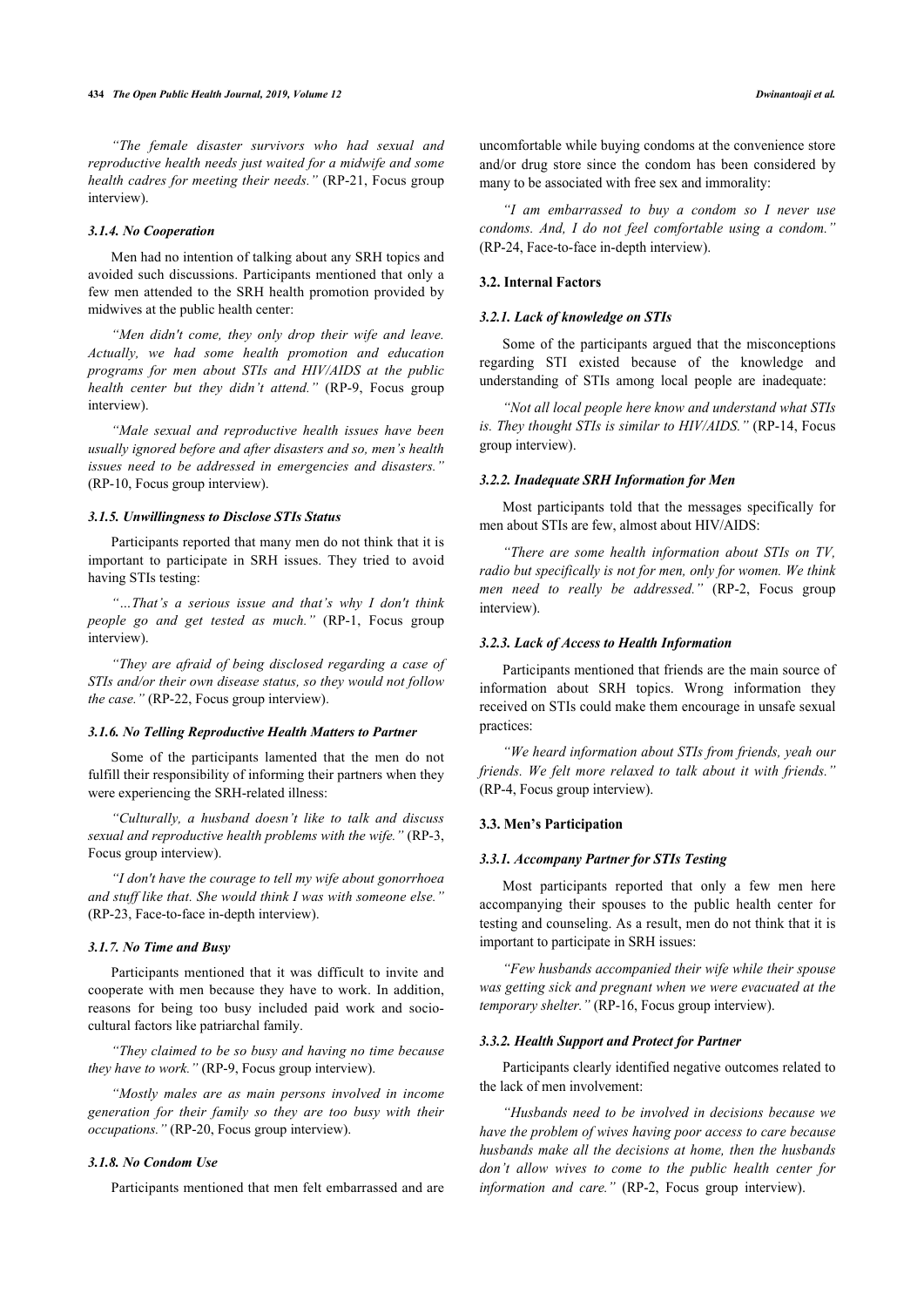*"The female disaster survivors who had sexual and reproductive health needs just waited for a midwife and some health cadres for meeting their needs."* (RP-21, Focus group interview).

#### 3.1.4. No Cooperation

Men had no intention of talking about any SRH topics and avoided such discussions. Participants mentioned that only a few men attended to the SRH health promotion provided by midwives at the public health center:

*"Men didn't come, they only drop their wife and leave. Actually, we had some health promotion and education programs for men about STIs and HIV/AIDS at the public health center but they didn't attend."* (RP-9, Focus group interview).

*"Male sexual and reproductive health issues have been usually ignored before and after disasters and so, men's health issues need to be addressed in emergencies and disasters."* (RP-10, Focus group interview).

#### 3.1.5. Unwillingness to Disclose STIs Status

Participants reported that many men do not think that it is important to participate in SRH issues. They tried to avoid having STIs testing:

*"…That's a serious issue and that's why I don't think people go and get tested as much."* (RP-1, Focus group interview).

*"They are afraid of being disclosed regarding a case of STIs and/or their own disease status, so they would not follow the case."* (RP-22, Focus group interview).

#### 3.1.6. No Telling Reproductive Health Matters to Partner

Some of the participants lamented that the men do not fulfill their responsibility of informing their partners when they were experiencing the SRH-related illness:

*"Culturally, a husband doesn't like to talk and discuss sexual and reproductive health problems with the wife."* (RP-3, Focus group interview).

*"I don't have the courage to tell my wife about gonorrhoea and stuff like that. She would think I was with someone else."* (RP-23, Face-to-face in-depth interview).

#### 3.1.7. No Time and Busy

Participants mentioned that it was difficult to invite and cooperate with men because they have to work. In addition, reasons for being too busy included paid work and socio-cultural factors like patriarchal family.

*"They claimed to be so busy and having no time because they have to work."* (RP-9, Focus group interview).

*"Mostly males are as main persons involved in income generation for their family so they are too busy with their occupations."* (RP-20, Focus group interview).

#### 3.1.8. No Condom Use

Participants mentioned that men felt embarrassed and are uncomfortable while buying condoms at the convenience store and/or drug store since the condom has been considered by many to be associated with free sex and immorality:

*"I am embarrassed to buy a condom so I never use condoms. And, I do not feel comfortable using a condom."* (RP-24, Face-to-face in-depth interview).

### 3.2. Internal Factors

#### 3.2.1. Lack of knowledge on STIs

Some of the participants argued that the misconceptions regarding STI existed because of the knowledge and understanding of STIs among local people are inadequate:

*"Not all local people here know and understand what STIs is. They thought STIs is similar to HIV/AIDS."* (RP-14, Focus group interview).

#### 3.2.2. Inadequate SRH Information for Men

Most participants told that the messages specifically for men about STIs are few, almost about HIV/AIDS:

*"There are some health information about STIs on TV, radio but specifically is not for men, only for women. We think men need to really be addressed."* (RP-2, Focus group interview).

#### 3.2.3. Lack of Access to Health Information

Participants mentioned that friends are the main source of information about SRH topics. Wrong information they received on STIs could make them encourage in unsafe sexual practices:

*"We heard information about STIs from friends, yeah our friends. We felt more relaxed to talk about it with friends."* (RP-4, Focus group interview).

### 3.3. Men's Participation

#### 3.3.1. Accompany Partner for STIs Testing

Most participants reported that only a few men here accompanying their spouses to the public health center for testing and counseling. As a result, men do not think that it is important to participate in SRH issues:

*"Few husbands accompanied their wife while their spouse was getting sick and pregnant when we were evacuated at the temporary shelter."* (RP-16, Focus group interview).

#### 3.3.2. Health Support and Protect for Partner

Participants clearly identified negative outcomes related to the lack of men involvement:

*"Husbands need to be involved in decisions because we have the problem of wives having poor access to care because husbands make all the decisions at home, then the husbands don't allow wives to come to the public health center for information and care."* (RP-2, Focus group interview).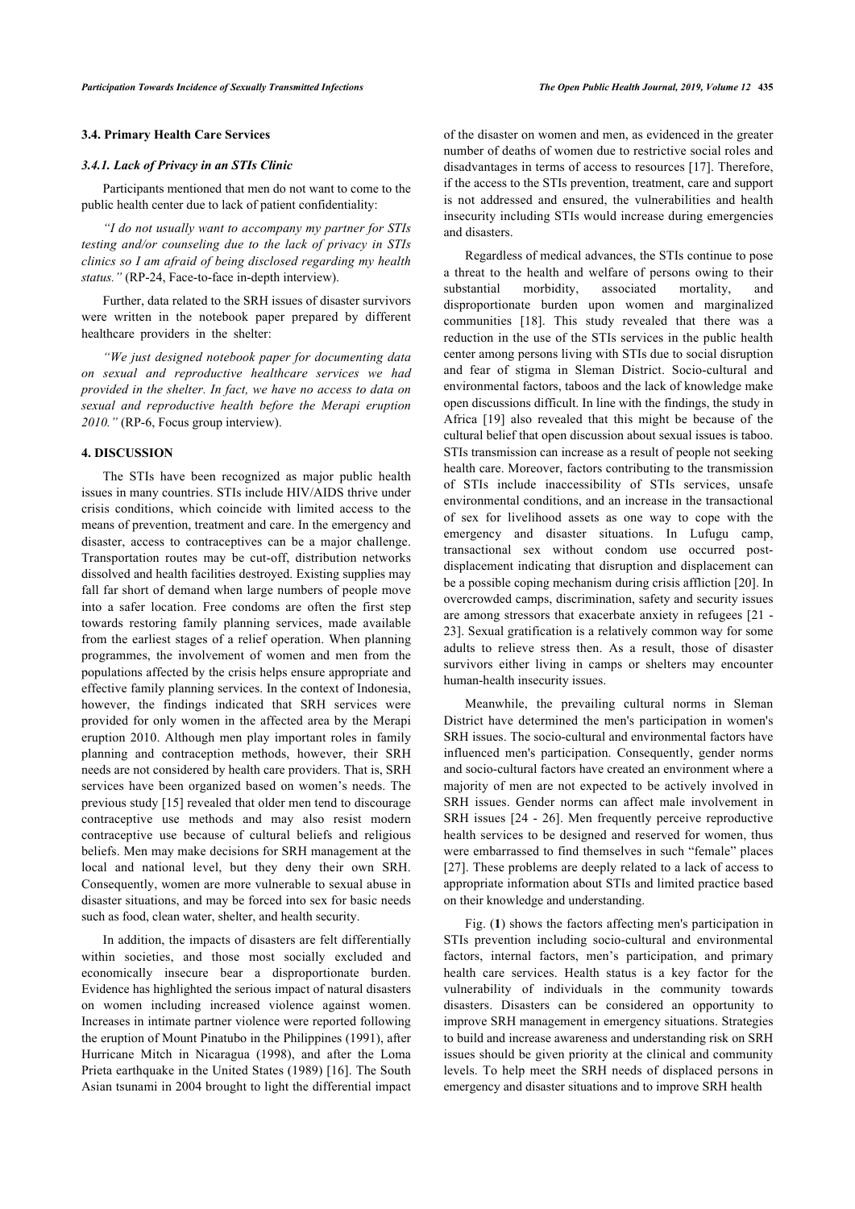### 3.4. Primary Health Care Services

#### *3.4.1. Lack of Privacy in an STIs Clinic*

Participants mentioned that men do not want to come to the public health center due to lack of patient confidentiality:

*"I do not usually want to accompany my partner for STIs testing and/or counseling due to the lack of privacy in STIs clinics so I am afraid of being disclosed regarding my health status."* (RP-24, Face-to-face in-depth interview).

Further, data related to the SRH issues of disaster survivors were written in the notebook paper prepared by different healthcare providers in the shelter:

*"We just designed notebook paper for documenting data on sexual and reproductive healthcare services we had provided in the shelter. In fact, we have no access to data on sexual and reproductive health before the Merapi eruption 2010."* (RP-6, Focus group interview).

## 4. DISCUSSION

The STIs have been recognized as major public health issues in many countries. STIs include HIV/AIDS thrive under crisis conditions, which coincide with limited access to the means of prevention, treatment and care. In the emergency and disaster, access to contraceptives can be a major challenge. Transportation routes may be cut-off, distribution networks dissolved and health facilities destroyed. Existing supplies may fall far short of demand when large numbers of people move into a safer location. Free condoms are often the first step towards restoring family planning services, made available from the earliest stages of a relief operation. When planning programmes, the involvement of women and men from the populations affected by the crisis helps ensure appropriate and effective family planning services. In the context of Indonesia, however, the findings indicated that SRH services were provided for only women in the affected area by the Merapi eruption 2010. Although men play important roles in family planning and contraception methods, however, their SRH needs are not considered by health care providers. That is, SRH services have been organized based on women's needs. The previous study [15] revealed that older men tend to discourage contraceptive use methods and may also resist modern contraceptive use because of cultural beliefs and religious beliefs. Men may make decisions for SRH management at the local and national level, but they deny their own SRH. Consequently, women are more vulnerable to sexual abuse in disaster situations, and may be forced into sex for basic needs such as food, clean water, shelter, and health security.

In addition, the impacts of disasters are felt differentially within societies, and those most socially excluded and economically insecure bear a disproportionate burden. Evidence has highlighted the serious impact of natural disasters on women including increased violence against women. Increases in intimate partner violence were reported following the eruption of Mount Pinatubo in the Philippines (1991), after Hurricane Mitch in Nicaragua (1998), and after the Loma Prieta earthquake in the United States (1989) [16]. The South Asian tsunami in 2004 brought to light the differential impact of the disaster on women and men, as evidenced in the greater number of deaths of women due to restrictive social roles and disadvantages in terms of access to resources [17]. Therefore, if the access to the STIs prevention, treatment, care and support is not addressed and ensured, the vulnerabilities and health insecurity including STIs would increase during emergencies and disasters.

Regardless of medical advances, the STIs continue to pose a threat to the health and welfare of persons owing to their substantial morbidity, associated mortality, and disproportionate burden upon women and marginalized communities [18]. This study revealed that there was a reduction in the use of the STIs services in the public health center among persons living with STIs due to social disruption and fear of stigma in Sleman District. Socio-cultural and environmental factors, taboos and the lack of knowledge make open discussions difficult. In line with the findings, the study in Africa [19] also revealed that this might be because of the cultural belief that open discussion about sexual issues is taboo. STIs transmission can increase as a result of people not seeking health care. Moreover, factors contributing to the transmission of STIs include inaccessibility of STIs services, unsafe environmental conditions, and an increase in the transactional of sex for livelihood assets as one way to cope with the emergency and disaster situations. In Lufugu camp, transactional sex without condom use occurred post-displacement indicating that disruption and displacement can be a possible coping mechanism during crisis affliction [20]. In overcrowded camps, discrimination, safety and security issues are among stressors that exacerbate anxiety in refugees [21 - 23]. Sexual gratification is a relatively common way for some adults to relieve stress then. As a result, those of disaster survivors either living in camps or shelters may encounter human-health insecurity issues.

Meanwhile, the prevailing cultural norms in Sleman District have determined the men's participation in women's SRH issues. The socio-cultural and environmental factors have influenced men's participation. Consequently, gender norms and socio-cultural factors have created an environment where a majority of men are not expected to be actively involved in SRH issues. Gender norms can affect male involvement in SRH issues [24 - 26]. Men frequently perceive reproductive health services to be designed and reserved for women, thus were embarrassed to find themselves in such "female" places [27]. These problems are deeply related to a lack of access to appropriate information about STIs and limited practice based on their knowledge and understanding.

Fig. (**1**) shows the factors affecting men's participation in STIs prevention including socio-cultural and environmental factors, internal factors, men's participation, and primary health care services. Health status is a key factor for the vulnerability of individuals in the community towards disasters. Disasters can be considered an opportunity to improve SRH management in emergency situations. Strategies to build and increase awareness and understanding risk on SRH issues should be given priority at the clinical and community levels. To help meet the SRH needs of displaced persons in emergency and disaster situations and to improve SRH health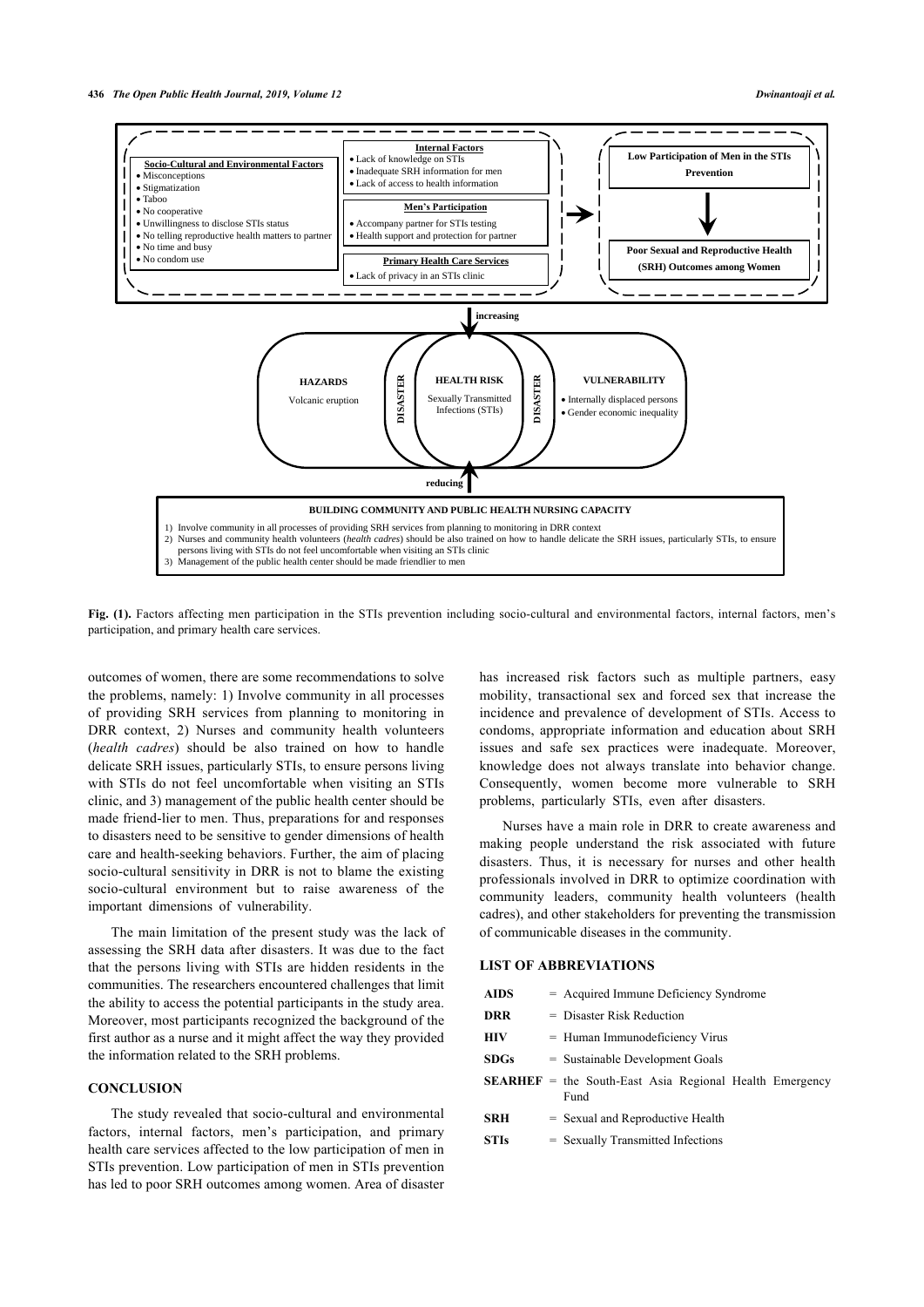**Socio-Cultural and Environmental Factors**

- Misconceptions
- Stigmatization
- Taboo
- No cooperative
- Unwillingness to disclose STIs status
- No telling reproductive health matters to partner
- No time and busy
- No condom use

**Internal Factors**

- Lack of knowledge on STIs
- Inadequate SRH information for men
- Lack of access to health information

**Men's Participation**

- Accompany partner for STIs testing
- Health support and protection for partner

**Primary Health Care Services**

- Lack of privacy in an STIs clinic

**Low Participation of Men in the STIs Prevention**

**Poor Sexual and Reproductive Health (SRH) Outcomes among Women**

increasing

**HAZARDS**
Volcanic eruption

**DISASTER**

**HEALTH RISK**
Sexually Transmitted Infections (STIs)

**DISASTER**

**VULNERABILITY**

- Internally displaced persons
- Gender economic inequality

reducing

**BUILDING COMMUNITY AND PUBLIC HEALTH NURSING CAPACITY**

1) Involve community in all processes of providing SRH services from planning to monitoring in DRR context
2) Nurses and community health volunteers (*health cadres*) should be also trained on how to handle delicate the SRH issues, particularly STIs, to ensure persons living with STIs do not feel uncomfortable when visiting an STIs clinic
3) Management of the public health center should be made friendlier to men

**Fig. (1).** Factors affecting men participation in the STIs prevention including socio-cultural and environmental factors, internal factors, men's participation, and primary health care services.

outcomes of women, there are some recommendations to solve the problems, namely: 1) Involve community in all processes of providing SRH services from planning to monitoring in DRR context, 2) Nurses and community health volunteers (*health cadres*) should be also trained on how to handle delicate SRH issues, particularly STIs, to ensure persons living with STIs do not feel uncomfortable when visiting an STIs clinic, and 3) management of the public health center should be made friend-lier to men. Thus, preparations for and responses to disasters need to be sensitive to gender dimensions of health care and health-seeking behaviors. Further, the aim of placing socio-cultural sensitivity in DRR is not to blame the existing socio-cultural environment but to raise awareness of the important dimensions of vulnerability.

The main limitation of the present study was the lack of assessing the SRH data after disasters. It was due to the fact that the persons living with STIs are hidden residents in the communities. The researchers encountered challenges that limit the ability to access the potential participants in the study area. Moreover, most participants recognized the background of the first author as a nurse and it might affect the way they provided the information related to the SRH problems.

## CONCLUSION

The study revealed that socio-cultural and environmental factors, internal factors, men's participation, and primary health care services affected to the low participation of men in STIs prevention. Low participation of men in STIs prevention has led to poor SRH outcomes among women. Area of disaster has increased risk factors such as multiple partners, easy mobility, transactional sex and forced sex that increase the incidence and prevalence of development of STIs. Access to condoms, appropriate information and education about SRH issues and safe sex practices were inadequate. Moreover, knowledge does not always translate into behavior change. Consequently, women become more vulnerable to SRH problems, particularly STIs, even after disasters.

Nurses have a main role in DRR to create awareness and making people understand the risk associated with future disasters. Thus, it is necessary for nurses and other health professionals involved in DRR to optimize coordination with community leaders, community health volunteers (health cadres), and other stakeholders for preventing the transmission of communicable diseases in the community.

## LIST OF ABBREVIATIONS

| | | |
|---|---|---|
| **AIDS** | = | Acquired Immune Deficiency Syndrome |
| **DRR** | = | Disaster Risk Reduction |
| **HIV** | = | Human Immunodeficiency Virus |
| **SDGs** | = | Sustainable Development Goals |
| **SEARHEF** | = | the South-East Asia Regional Health Emergency Fund |
| **SRH** | = | Sexual and Reproductive Health |
| **STIs** | = | Sexually Transmitted Infections |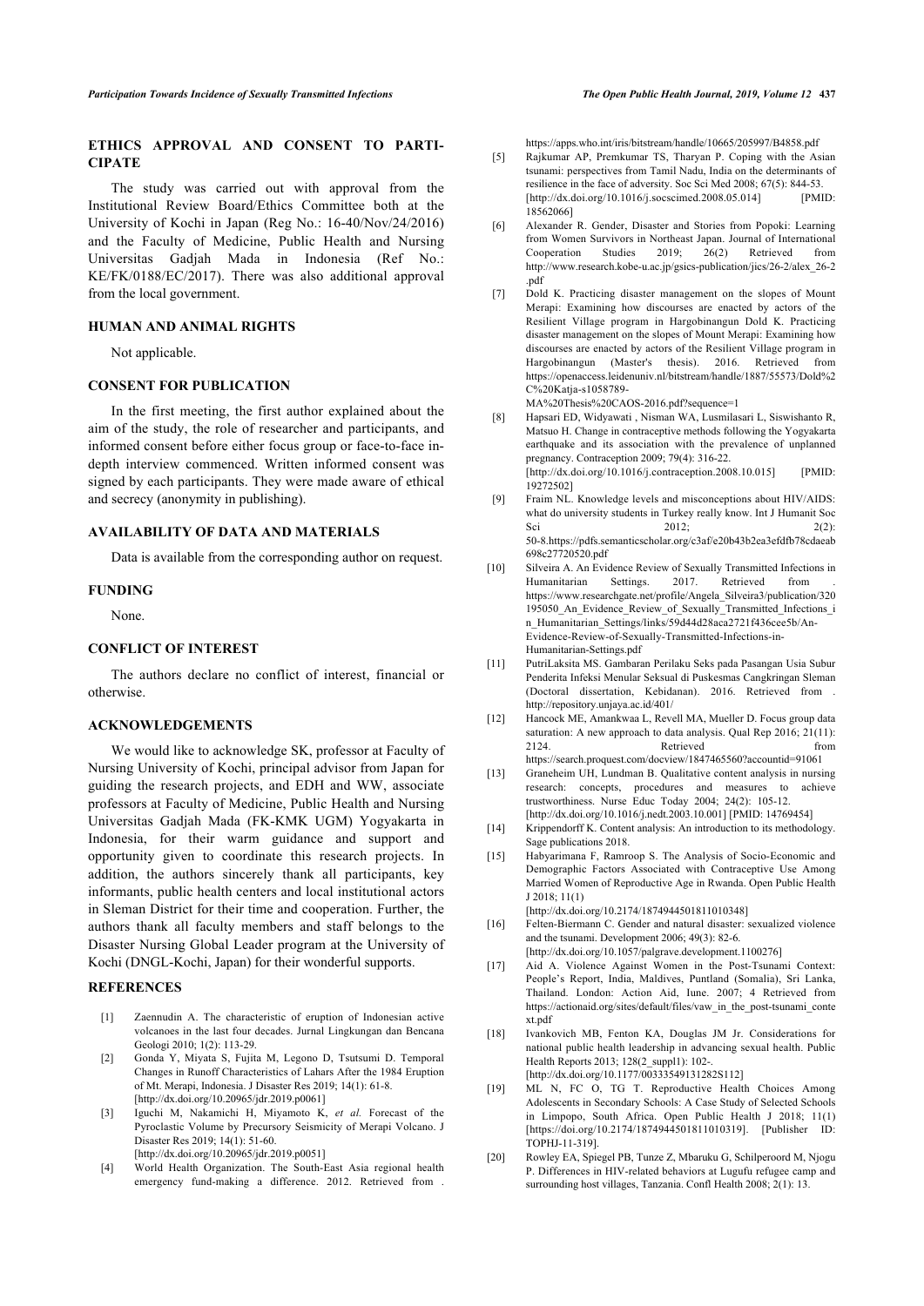## ETHICS APPROVAL AND CONSENT TO PARTICIPATE

The study was carried out with approval from the Institutional Review Board/Ethics Committee both at the University of Kochi in Japan (Reg No.: 16-40/Nov/24/2016) and the Faculty of Medicine, Public Health and Nursing Universitas Gadjah Mada in Indonesia (Ref No.: KE/FK/0188/EC/2017). There was also additional approval from the local government.

## HUMAN AND ANIMAL RIGHTS

Not applicable.

## CONSENT FOR PUBLICATION

In the first meeting, the first author explained about the aim of the study, the role of researcher and participants, and informed consent before either focus group or face-to-face in-depth interview commenced. Written informed consent was signed by each participants. They were made aware of ethical and secrecy (anonymity in publishing).

## AVAILABILITY OF DATA AND MATERIALS

Data is available from the corresponding author on request.

## FUNDING

None.

## CONFLICT OF INTEREST

The authors declare no conflict of interest, financial or otherwise.

## ACKNOWLEDGEMENTS

We would like to acknowledge SK, professor at Faculty of Nursing University of Kochi, principal advisor from Japan for guiding the research projects, and EDH and WW, associate professors at Faculty of Medicine, Public Health and Nursing Universitas Gadjah Mada (FK-KMK UGM) Yogyakarta in Indonesia, for their warm guidance and support and opportunity given to coordinate this research projects. In addition, the authors sincerely thank all participants, key informants, public health centers and local institutional actors in Sleman District for their time and cooperation. Further, the authors thank all faculty members and staff belongs to the Disaster Nursing Global Leader program at the University of Kochi (DNGL-Kochi, Japan) for their wonderful supports.

## REFERENCES

[1] Zaennudin A. The characteristic of eruption of Indonesian active volcanoes in the last four decades. Jurnal Lingkungan dan Bencana Geologi 2010; 1(2): 113-29.

[2] Gonda Y, Miyata S, Fujita M, Legono D, Tsutsumi D. Temporal Changes in Runoff Characteristics of Lahars After the 1984 Eruption of Mt. Merapi, Indonesia. J Disaster Res 2019; 14(1): 61-8. [http://dx.doi.org/10.20965/jdr.2019.p0061]

[3] Iguchi M, Nakamichi H, Miyamoto K, *et al.* Forecast of the Pyroclastic Volume by Precursory Seismicity of Merapi Volcano. J Disaster Res 2019; 14(1): 51-60. [http://dx.doi.org/10.20965/jdr.2019.p0051]

[4] World Health Organization. The South-East Asia regional health emergency fund-making a difference. 2012. Retrieved from . https://apps.who.int/iris/bitstream/handle/10665/205997/B4858.pdf

[5] Rajkumar AP, Premkumar TS, Tharyan P. Coping with the Asian tsunami: perspectives from Tamil Nadu, India on the determinants of resilience in the face of adversity. Soc Sci Med 2008; 67(5): 844-53. [http://dx.doi.org/10.1016/j.socscimed.2008.05.014] [PMID: 18562066]

[6] Alexander R. Gender, Disaster and Stories from Popoki: Learning from Women Survivors in Northeast Japan. Journal of International Cooperation Studies 2019; 26(2) Retrieved from http://www.research.kobe-u.ac.jp/gsics-publication/jics/26-2/alex_26-2.pdf

[7] Dold K. Practicing disaster management on the slopes of Mount Merapi: Examining how discourses are enacted by actors of the Resilient Village program in Hargobinangun Dold K. Practicing disaster management on the slopes of Mount Merapi: Examining how discourses are enacted by actors of the Resilient Village program in Hargobinangun (Master's thesis). 2016. Retrieved from https://openaccess.leidenuniv.nl/bitstream/handle/1887/55573/Dold%2C%20Katja-s1058789-MA%20Thesis%20CAOS-2016.pdf?sequence=1

[8] Hapsari ED, Widyawati , Nisman WA, Lusmilasari L, Siswishanto R, Matsuo H. Change in contraceptive methods following the Yogyakarta earthquake and its association with the prevalence of unplanned pregnancy. Contraception 2009; 79(4): 316-22. [http://dx.doi.org/10.1016/j.contraception.2008.10.015] [PMID: 19272502]

[9] Fraim NL. Knowledge levels and misconceptions about HIV/AIDS: what do university students in Turkey really know. Int J Humanit Soc Sci 2012; 2(2): 50-8.https://pdfs.semanticscholar.org/c3af/e20b43b2ea3efdfb78cdaeab698c27720520.pdf

[10] Silveira A. An Evidence Review of Sexually Transmitted Infections in Humanitarian Settings. 2017. Retrieved from . https://www.researchgate.net/profile/Angela_Silveira3/publication/320195050_An_Evidence_Review_of_Sexually_Transmitted_Infections_in_Humanitarian_Settings/links/59d44d28aca2721f436cee5b/An-Evidence-Review-of-Sexually-Transmitted-Infections-in-Humanitarian-Settings.pdf

[11] PutriLaksita MS. Gambaran Perilaku Seks pada Pasangan Usia Subur Penderita Infeksi Menular Seksual di Puskesmas Cangkringan Sleman (Doctoral dissertation, Kebidanan). 2016. Retrieved from . http://repository.unjaya.ac.id/401/

[12] Hancock ME, Amankwaa L, Revell MA, Mueller D. Focus group data saturation: A new approach to data analysis. Qual Rep 2016; 21(11): 2124. Retrieved from https://search.proquest.com/docview/1847465560?accountid=91061

[13] Graneheim UH, Lundman B. Qualitative content analysis in nursing research: concepts, procedures and measures to achieve trustworthiness. Nurse Educ Today 2004; 24(2): 105-12. [http://dx.doi.org/10.1016/j.nedt.2003.10.001] [PMID: 14769454]

[14] Krippendorff K. Content analysis: An introduction to its methodology. Sage publications 2018.

[15] Habyarimana F, Ramroop S. The Analysis of Socio-Economic and Demographic Factors Associated with Contraceptive Use Among Married Women of Reproductive Age in Rwanda. Open Public Health J 2018; 11(1) [http://dx.doi.org/10.2174/1874944501811010348]

[16] Felten-Biermann C. Gender and natural disaster: sexualized violence and the tsunami. Development 2006; 49(3): 82-6. [http://dx.doi.org/10.1057/palgrave.development.1100276]

[17] Aid A. Violence Against Women in the Post-Tsunami Context: People's Report, India, Maldives, Puntland (Somalia), Sri Lanka, Thailand. London: Action Aid, Iune. 2007; 4 Retrieved from https://actionaid.org/sites/default/files/vaw_in_the_post-tsunami_context.pdf

[18] Ivankovich MB, Fenton KA, Douglas JM Jr. Considerations for national public health leadership in advancing sexual health. Public Health Reports 2013; 128(2_suppl1): 102-. [http://dx.doi.org/10.1177/00333549131282S112]

[19] ML N, FC O, TG T. Reproductive Health Choices Among Adolescents in Secondary Schools: A Case Study of Selected Schools in Limpopo, South Africa. Open Public Health J 2018; 11(1) [https://doi.org/10.2174/1874944501811010319]. [Publisher ID: TOPHJ-11-319].

[20] Rowley EA, Spiegel PB, Tunze Z, Mbaruku G, Schilperoord M, Njogu P. Differences in HIV-related behaviors at Lugufu refugee camp and surrounding host villages, Tanzania. Confl Health 2008; 2(1): 13.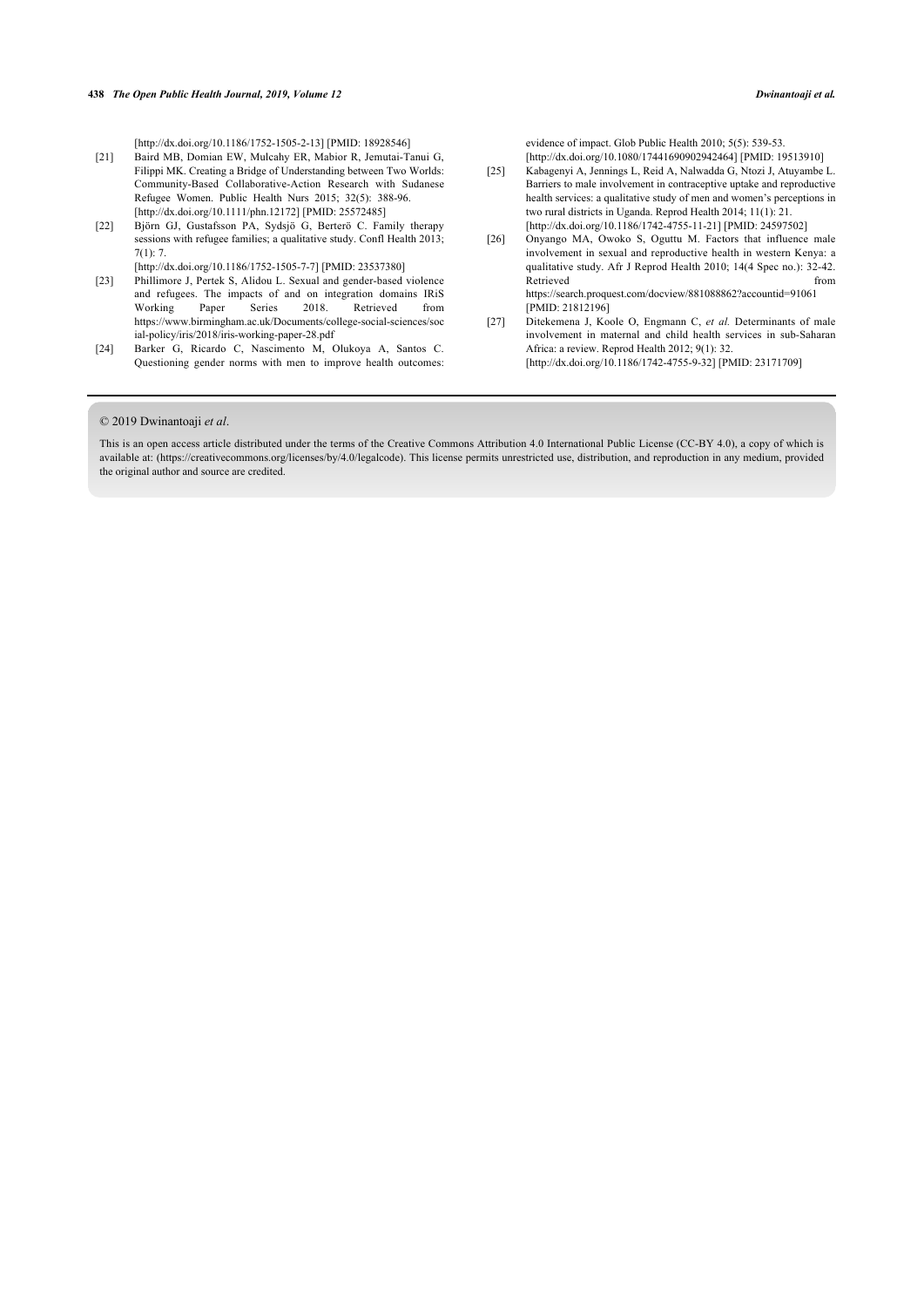[http://dx.doi.org/10.1186/1752-1505-2-13] [PMID: 18928546]

[21] Baird MB, Domian EW, Mulcahy ER, Mabior R, Jemutai-Tanui G, Filippi MK. Creating a Bridge of Understanding between Two Worlds: Community-Based Collaborative-Action Research with Sudanese Refugee Women. Public Health Nurs 2015; 32(5): 388-96. [http://dx.doi.org/10.1111/phn.12172] [PMID: 25572485]

[22] Björn GJ, Gustafsson PA, Sydsjö G, Berterö C. Family therapy sessions with refugee families; a qualitative study. Confl Health 2013; 7(1): 7. [http://dx.doi.org/10.1186/1752-1505-7-7] [PMID: 23537380]

[23] Phillimore J, Pertek S, Alidou L. Sexual and gender-based violence and refugees. The impacts of and on integration domains IRiS Working Paper Series 2018. Retrieved from https://www.birmingham.ac.uk/Documents/college-social-sciences/social-policy/iris/2018/iris-working-paper-28.pdf

[24] Barker G, Ricardo C, Nascimento M, Olukoya A, Santos C. Questioning gender norms with men to improve health outcomes: evidence of impact. Glob Public Health 2010; 5(5): 539-53. [http://dx.doi.org/10.1080/17441690902942464] [PMID: 19513910]

[25] Kabagenyi A, Jennings L, Reid A, Nalwadda G, Ntozi J, Atuyambe L. Barriers to male involvement in contraceptive uptake and reproductive health services: a qualitative study of men and women's perceptions in two rural districts in Uganda. Reprod Health 2014; 11(1): 21. [http://dx.doi.org/10.1186/1742-4755-11-21] [PMID: 24597502]

[26] Onyango MA, Owoko S, Oguttu M. Factors that influence male involvement in sexual and reproductive health in western Kenya: a qualitative study. Afr J Reprod Health 2010; 14(4 Spec no.): 32-42. Retrieved from https://search.proquest.com/docview/881088862?accountid=91061 [PMID: 21812196]

[27] Ditekemena J, Koole O, Engmann C, *et al.* Determinants of male involvement in maternal and child health services in sub-Saharan Africa: a review. Reprod Health 2012; 9(1): 32. [http://dx.doi.org/10.1186/1742-4755-9-32] [PMID: 23171709]

© 2019 Dwinantoaji *et al*.

This is an open access article distributed under the terms of the Creative Commons Attribution 4.0 International Public License (CC-BY 4.0), a copy of which is available at: (https://creativecommons.org/licenses/by/4.0/legalcode). This license permits unrestricted use, distribution, and reproduction in any medium, provided the original author and source are credited.